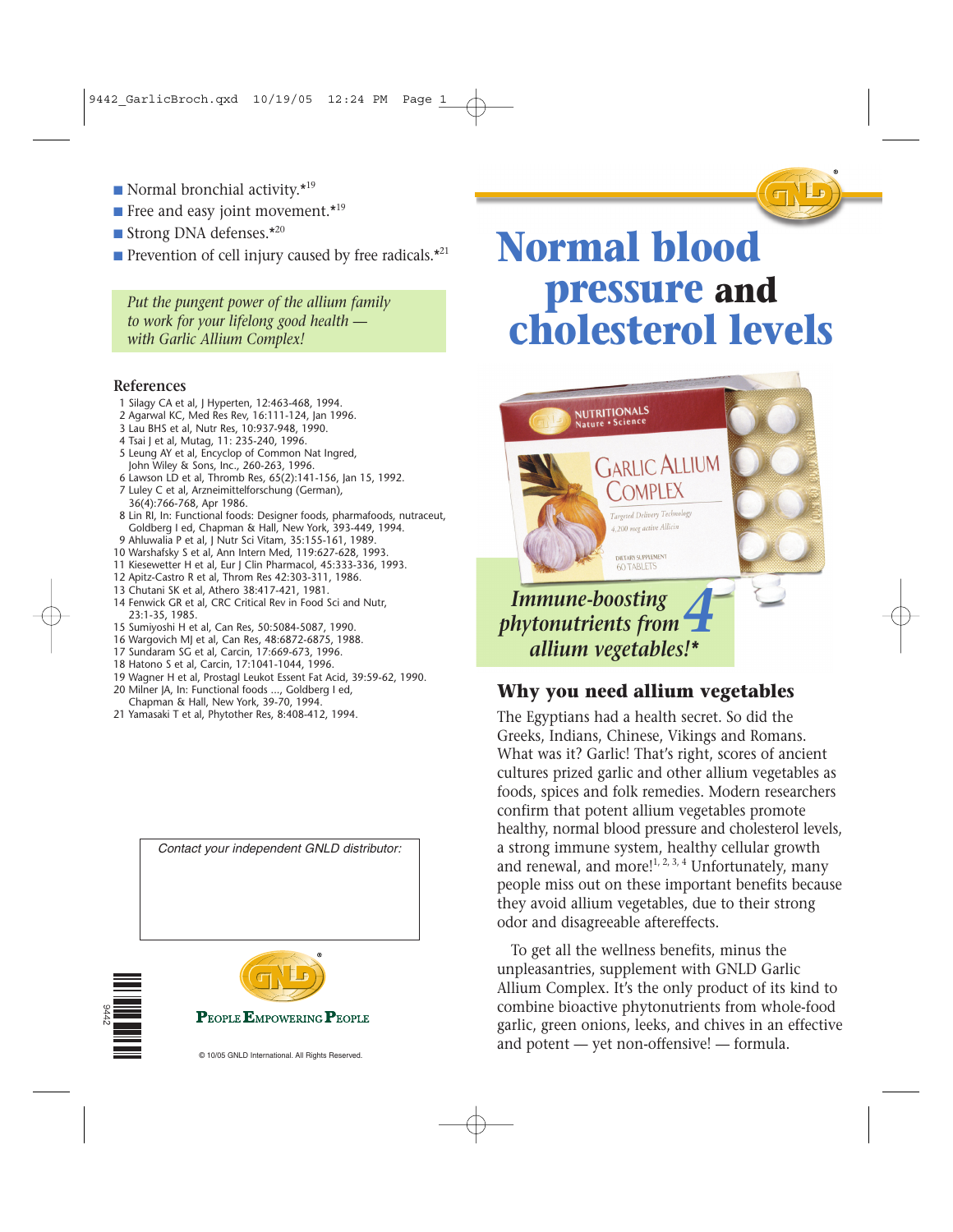- Normal bronchial activity.*[19]
- Free and easy joint movement.*[19]
- Strong DNA defenses.*[20]
- Prevention of cell injury caused by free radicals.*[21]

*Put the pungent power of the allium family to work for your lifelong good health — with Garlic Allium Complex!*

### References

1. Silagy CA et al, J Hyperten, 12:463-468, 1994.
2. Agarwal KC, Med Res Rev, 16:111-124, Jan 1996.
3. Lau BHS et al, Nutr Res, 10:937-948, 1990.
4. Tsai J et al, Mutag, 11: 235-240, 1996.
5. Leung AY et al, Encyclop of Common Nat Ingred, John Wiley & Sons, Inc., 260-263, 1996.
6. Lawson LD et al, Thromb Res, 65(2):141-156, Jan 15, 1992.
7. Luley C et al, Arzneimittelforschung (German), 36(4):766-768, Apr 1986.
8. Lin RI, In: Functional foods: Designer foods, pharmafoods, nutraceut, Goldberg I ed, Chapman & Hall, New York, 393-449, 1994.
9. Ahluwalia P et al, J Nutr Sci Vitam, 35:155-161, 1989.
10. Warshafsky S et al, Ann Intern Med, 119:627-628, 1993.
11. Kiesewetter H et al, Eur J Clin Pharmacol, 45:333-336, 1993.
12. Apitz-Castro R et al, Throm Res 42:303-311, 1986.
13. Chutani SK et al, Athero 38:417-421, 1981.
14. Fenwick GR et al, CRC Critical Rev in Food Sci and Nutr, 23:1-35, 1985.
15. Sumiyoshi H et al, Can Res, 50:5084-5087, 1990.
16. Wargovich MJ et al, Can Res, 48:6872-6875, 1988.
17. Sundaram SG et al, Carcin, 17:669-673, 1996.
18. Hatono S et al, Carcin, 17:1041-1044, 1996.
19. Wagner H et al, Prostagl Leukot Essent Fat Acid, 39:59-62, 1990.
20. Milner JA, In: Functional foods ..., Goldberg I ed, Chapman & Hall, New York, 39-70, 1994.
21. Yamasaki T et al, Phytother Res, 8:408-412, 1994.

Contact your independent GNLD distributor:

9442

PEOPLE EMPOWERING PEOPLE

© 10/05 GNLD International. All Rights Reserved.

# Normal blood pressure and cholesterol levels

NUTRITIONALS Nature • Science

GARLIC ALLIUM COMPLEX

Targeted Delivery Technology
4,200 mcg active Allicin

DIETARY SUPPLEMENT
60 TABLETS

*Immune-boosting phytonutrients from 4 allium vegetables!**

## Why you need allium vegetables

The Egyptians had a health secret. So did the Greeks, Indians, Chinese, Vikings and Romans. What was it? Garlic! That's right, scores of ancient cultures prized garlic and other allium vegetables as foods, spices and folk remedies. Modern researchers confirm that potent allium vegetables promote healthy, normal blood pressure and cholesterol levels, a strong immune system, healthy cellular growth and renewal, and more![1, 2, 3, 4] Unfortunately, many people miss out on these important benefits because they avoid allium vegetables, due to their strong odor and disagreeable aftereffects.

To get all the wellness benefits, minus the unpleasantries, supplement with GNLD Garlic Allium Complex. It's the only product of its kind to combine bioactive phytonutrients from whole-food garlic, green onions, leeks, and chives in an effective and potent — yet non-offensive! — formula.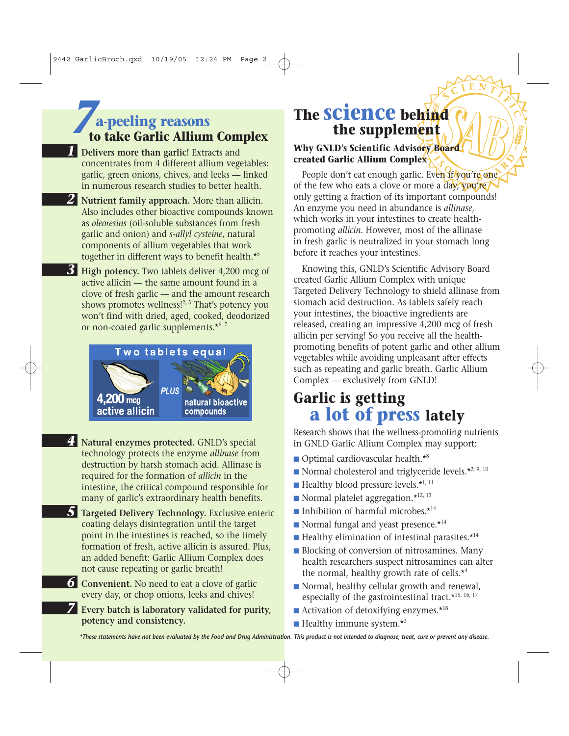## 7 a-peeling reasons to take Garlic Allium Complex

1. **Delivers more than garlic!** Extracts and concentrates from 4 different allium vegetables: garlic, green onions, chives, and leeks — linked in numerous research studies to better health.

2. **Nutrient family approach.** More than allicin. Also includes other bioactive compounds known as *oleoresins* (oil-soluble substances from fresh garlic and onion) and *s-allyl cysteine*, natural components of allium vegetables that work together in different ways to benefit health.*[5]

3. **High potency.** Two tablets deliver 4,200 mcg of active allicin — the same amount found in a clove of fresh garlic — and the amount research shows promotes wellness![2, 5] That's potency you won't find with dried, aged, cooked, deodorized or non-coated garlic supplements.*[6, 7]

Two tablets equal

4,200 mcg active allicin PLUS natural bioactive compounds

4. **Natural enzymes protected.** GNLD's special technology protects the enzyme *allinase* from destruction by harsh stomach acid. Allinase is required for the formation of *allicin* in the intestine, the critical compound responsible for many of garlic's extraordinary health benefits.

5. **Targeted Delivery Technology.** Exclusive enteric coating delays disintegration until the target point in the intestines is reached, so the timely formation of fresh, active allicin is assured. Plus, an added benefit: Garlic Allium Complex does not cause repeating or garlic breath!

6. **Convenient.** No need to eat a clove of garlic every day, or chop onions, leeks and chives!

7. **Every batch is laboratory validated for purity, potency and consistency.**

## The science behind the supplement

**Why GNLD's Scientific Advisory Board created Garlic Allium Complex**

People don't eat enough garlic. Even if you're one of the few who eats a clove or more a day, you're only getting a fraction of its important compounds! An enzyme you need in abundance is *allinase*, which works in your intestines to create health-promoting *allicin*. However, most of the allinase in fresh garlic is neutralized in your stomach long before it reaches your intestines.

Knowing this, GNLD's Scientific Advisory Board created Garlic Allium Complex with unique Targeted Delivery Technology to shield allinase from stomach acid destruction. As tablets safely reach your intestines, the bioactive ingredients are released, creating an impressive 4,200 mcg of fresh allicin per serving! So you receive all the health-promoting benefits of potent garlic and other allium vegetables while avoiding unpleasant after effects such as repeating and garlic breath. Garlic Allium Complex — exclusively from GNLD!

## Garlic is getting a lot of press lately

Research shows that the wellness-promoting nutrients in GNLD Garlic Allium Complex may support:

- Optimal cardiovascular health.*[8]
- Normal cholesterol and triglyceride levels.*[2, 9, 10]
- Healthy blood pressure levels.*[1, 11]
- Normal platelet aggregation.*[12, 13]
- Inhibition of harmful microbes.*[14]
- Normal fungal and yeast presence.*[14]
- Healthy elimination of intestinal parasites.*[14]
- Blocking of conversion of nitrosamines. Many health researchers suspect nitrosamines can alter the normal, healthy growth rate of cells.*[4]
- Normal, healthy cellular growth and renewal, especially of the gastrointestinal tract.*[15, 16, 17]
- Activation of detoxifying enzymes.*[18]
- Healthy immune system.*[3]

*These statements have not been evaluated by the Food and Drug Administration. This product is not intended to diagnose, treat, cure or prevent any disease.*